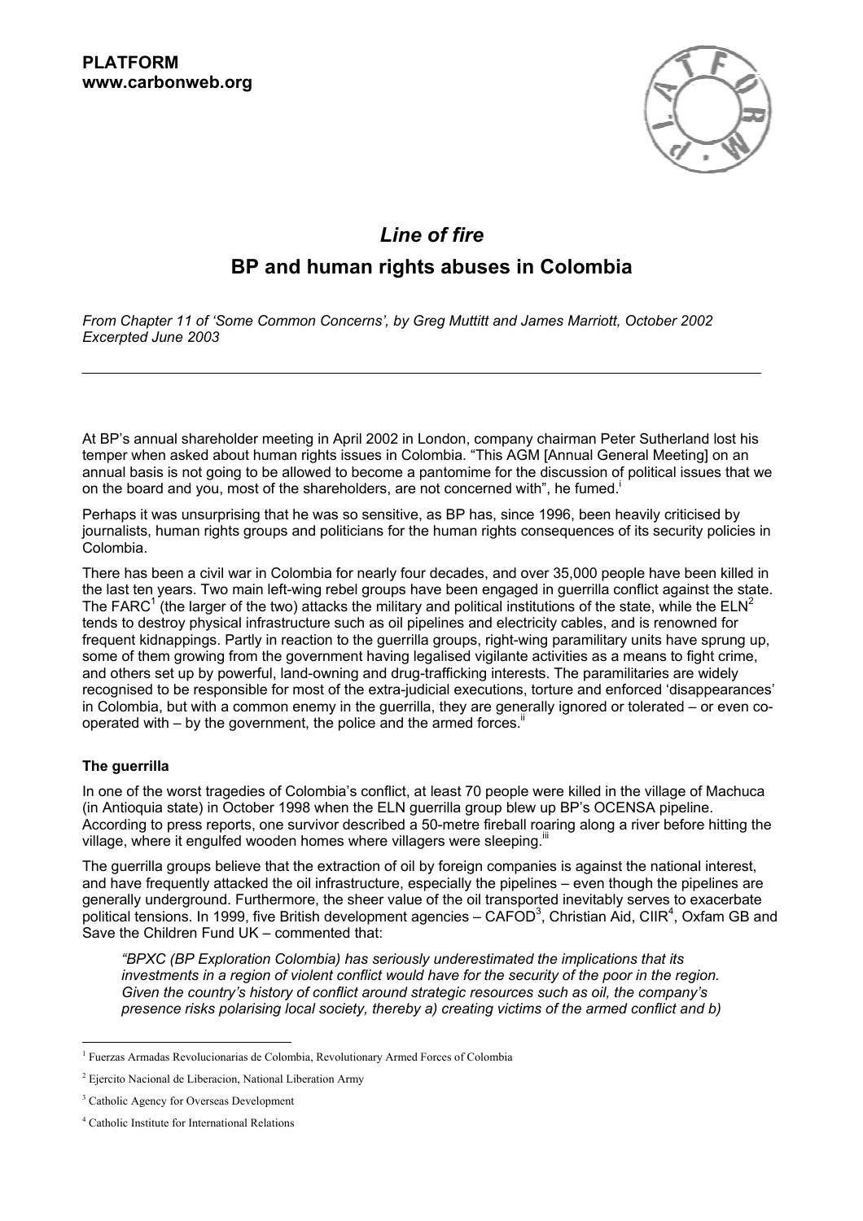**PLATFORM**
**www.carbonweb.org**

# *Line of fire*

## BP and human rights abuses in Colombia

*From Chapter 11 of 'Some Common Concerns', by Greg Muttitt and James Marriott, October 2002*
*Excerpted June 2003*

---

At BP's annual shareholder meeting in April 2002 in London, company chairman Peter Sutherland lost his temper when asked about human rights issues in Colombia. "This AGM [Annual General Meeting] on an annual basis is not going to be allowed to become a pantomime for the discussion of political issues that we on the board and you, most of the shareholders, are not concerned with", he fumed.[i]

Perhaps it was unsurprising that he was so sensitive, as BP has, since 1996, been heavily criticised by journalists, human rights groups and politicians for the human rights consequences of its security policies in Colombia.

There has been a civil war in Colombia for nearly four decades, and over 35,000 people have been killed in the last ten years. Two main left-wing rebel groups have been engaged in guerrilla conflict against the state. The FARC[1] (the larger of the two) attacks the military and political institutions of the state, while the ELN[2] tends to destroy physical infrastructure such as oil pipelines and electricity cables, and is renowned for frequent kidnappings. Partly in reaction to the guerrilla groups, right-wing paramilitary units have sprung up, some of them growing from the government having legalised vigilante activities as a means to fight crime, and others set up by powerful, land-owning and drug-trafficking interests. The paramilitaries are widely recognised to be responsible for most of the extra-judicial executions, torture and enforced 'disappearances' in Colombia, but with a common enemy in the guerrilla, they are generally ignored or tolerated – or even co-operated with – by the government, the police and the armed forces.[ii]

### The guerrilla

In one of the worst tragedies of Colombia's conflict, at least 70 people were killed in the village of Machuca (in Antioquia state) in October 1998 when the ELN guerrilla group blew up BP's OCENSA pipeline. According to press reports, one survivor described a 50-metre fireball roaring along a river before hitting the village, where it engulfed wooden homes where villagers were sleeping.[iii]

The guerrilla groups believe that the extraction of oil by foreign companies is against the national interest, and have frequently attacked the oil infrastructure, especially the pipelines – even though the pipelines are generally underground. Furthermore, the sheer value of the oil transported inevitably serves to exacerbate political tensions. In 1999, five British development agencies – CAFOD[3], Christian Aid, CIIR[4], Oxfam GB and Save the Children Fund UK – commented that:

> *"BPXC (BP Exploration Colombia) has seriously underestimated the implications that its investments in a region of violent conflict would have for the security of the poor in the region. Given the country's history of conflict around strategic resources such as oil, the company's presence risks polarising local society, thereby a) creating victims of the armed conflict and b)*

---

[1] Fuerzas Armadas Revolucionarias de Colombia, Revolutionary Armed Forces of Colombia

[2] Ejercito Nacional de Liberacion, National Liberation Army

[3] Catholic Agency for Overseas Development

[4] Catholic Institute for International Relations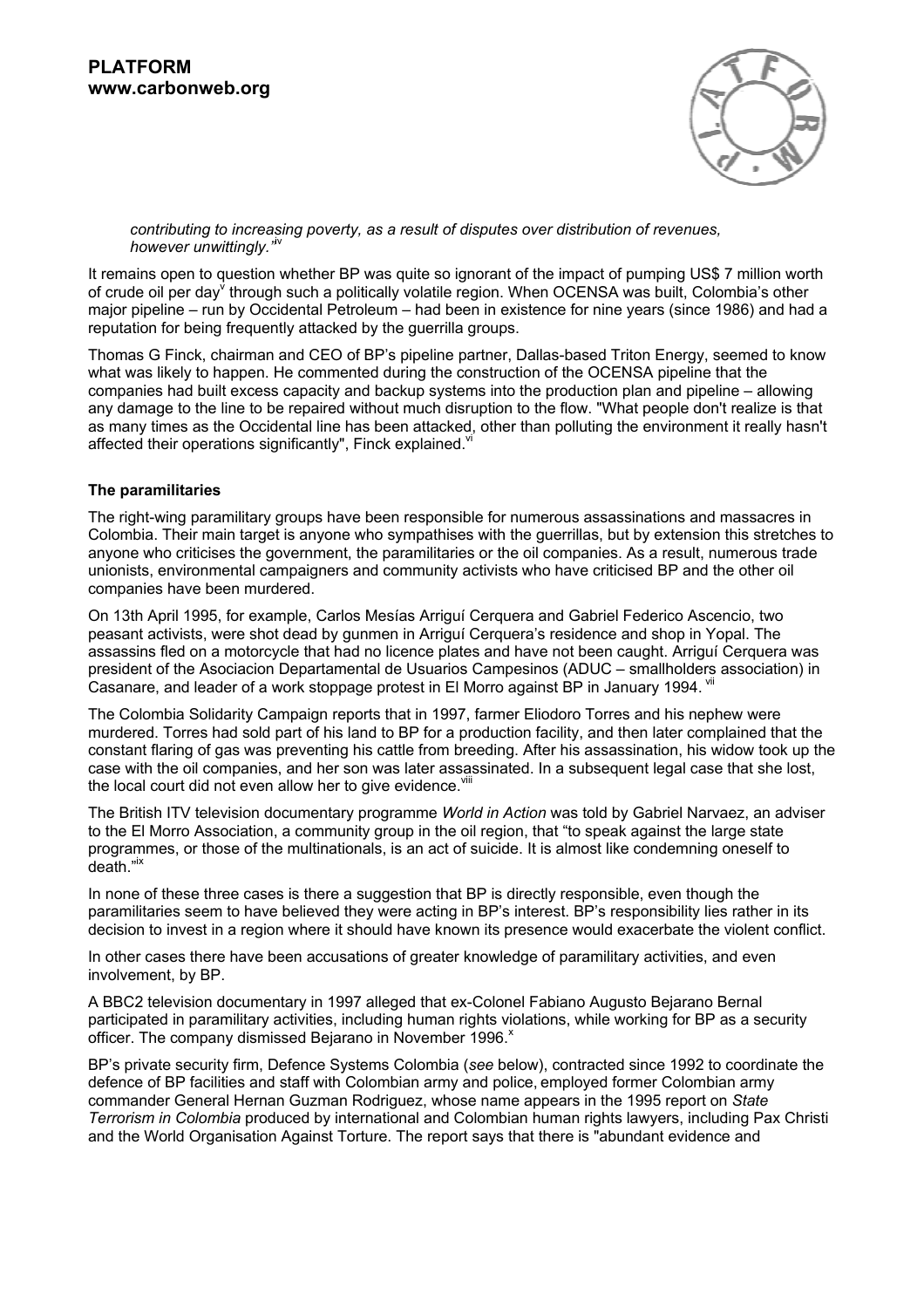> *contributing to increasing poverty, as a result of disputes over distribution of revenues, however unwittingly."*[iv]

It remains open to question whether BP was quite so ignorant of the impact of pumping US$ 7 million worth of crude oil per day[v] through such a politically volatile region. When OCENSA was built, Colombia's other major pipeline – run by Occidental Petroleum – had been in existence for nine years (since 1986) and had a reputation for being frequently attacked by the guerrilla groups.

Thomas G Finck, chairman and CEO of BP's pipeline partner, Dallas-based Triton Energy, seemed to know what was likely to happen. He commented during the construction of the OCENSA pipeline that the companies had built excess capacity and backup systems into the production plan and pipeline – allowing any damage to the line to be repaired without much disruption to the flow. "What people don't realize is that as many times as the Occidental line has been attacked, other than polluting the environment it really hasn't affected their operations significantly", Finck explained.[vi]

**The paramilitaries**

The right-wing paramilitary groups have been responsible for numerous assassinations and massacres in Colombia. Their main target is anyone who sympathises with the guerrillas, but by extension this stretches to anyone who criticises the government, the paramilitaries or the oil companies. As a result, numerous trade unionists, environmental campaigners and community activists who have criticised BP and the other oil companies have been murdered.

On 13th April 1995, for example, Carlos Mesías Arriguí Cerquera and Gabriel Federico Ascencio, two peasant activists, were shot dead by gunmen in Arriguí Cerquera's residence and shop in Yopal. The assassins fled on a motorcycle that had no licence plates and have not been caught. Arriguí Cerquera was president of the Asociacion Departamental de Usuarios Campesinos (ADUC – smallholders association) in Casanare, and leader of a work stoppage protest in El Morro against BP in January 1994.[vii]

The Colombia Solidarity Campaign reports that in 1997, farmer Eliodoro Torres and his nephew were murdered. Torres had sold part of his land to BP for a production facility, and then later complained that the constant flaring of gas was preventing his cattle from breeding. After his assassination, his widow took up the case with the oil companies, and her son was later assassinated. In a subsequent legal case that she lost, the local court did not even allow her to give evidence.[viii]

The British ITV television documentary programme *World in Action* was told by Gabriel Narvaez, an adviser to the El Morro Association, a community group in the oil region, that "to speak against the large state programmes, or those of the multinationals, is an act of suicide. It is almost like condemning oneself to death."[ix]

In none of these three cases is there a suggestion that BP is directly responsible, even though the paramilitaries seem to have believed they were acting in BP's interest. BP's responsibility lies rather in its decision to invest in a region where it should have known its presence would exacerbate the violent conflict.

In other cases there have been accusations of greater knowledge of paramilitary activities, and even involvement, by BP.

A BBC2 television documentary in 1997 alleged that ex-Colonel Fabiano Augusto Bejarano Bernal participated in paramilitary activities, including human rights violations, while working for BP as a security officer. The company dismissed Bejarano in November 1996.[x]

BP's private security firm, Defence Systems Colombia (*see* below), contracted since 1992 to coordinate the defence of BP facilities and staff with Colombian army and police, employed former Colombian army commander General Hernan Guzman Rodriguez, whose name appears in the 1995 report on *State Terrorism in Colombia* produced by international and Colombian human rights lawyers, including Pax Christi and the World Organisation Against Torture. The report says that there is "abundant evidence and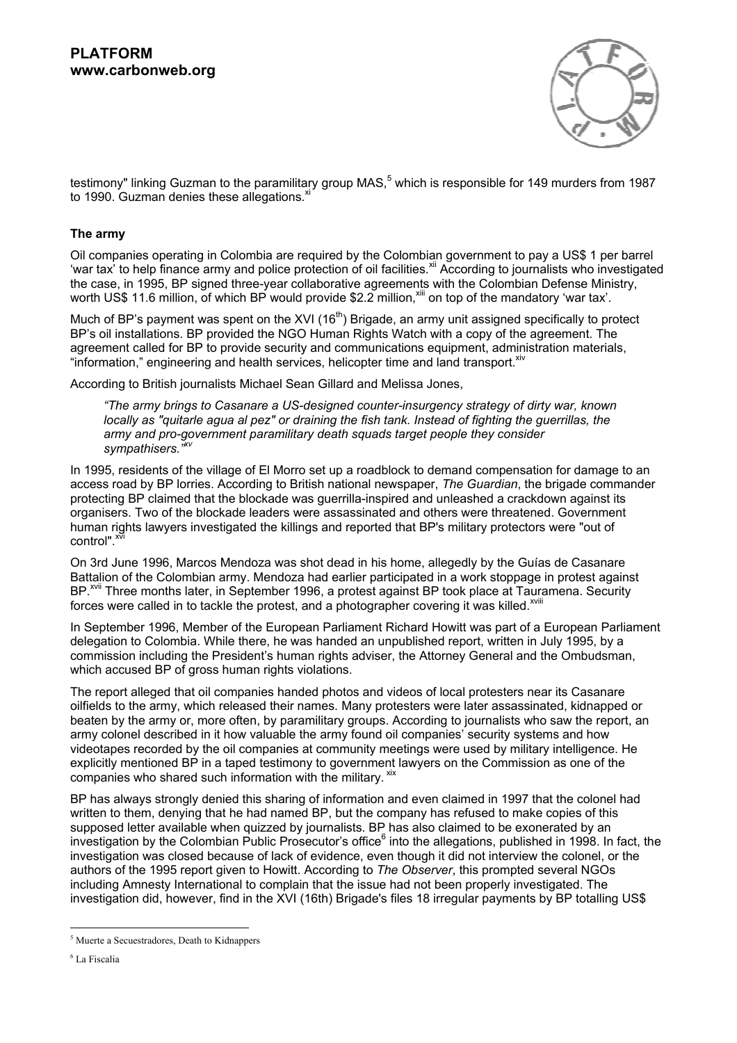testimony" linking Guzman to the paramilitary group MAS,[5] which is responsible for 149 murders from 1987 to 1990. Guzman denies these allegations.[xi]

**The army**

Oil companies operating in Colombia are required by the Colombian government to pay a US$ 1 per barrel 'war tax' to help finance army and police protection of oil facilities.[xii] According to journalists who investigated the case, in 1995, BP signed three-year collaborative agreements with the Colombian Defense Ministry, worth US$ 11.6 million, of which BP would provide $2.2 million,[xiii] on top of the mandatory 'war tax'.

Much of BP's payment was spent on the XVI (16th) Brigade, an army unit assigned specifically to protect BP's oil installations. BP provided the NGO Human Rights Watch with a copy of the agreement. The agreement called for BP to provide security and communications equipment, administration materials, "information," engineering and health services, helicopter time and land transport.[xiv]

According to British journalists Michael Sean Gillard and Melissa Jones,

> *"The army brings to Casanare a US-designed counter-insurgency strategy of dirty war, known locally as "quitarle agua al pez" or draining the fish tank. Instead of fighting the guerrillas, the army and pro-government paramilitary death squads target people they consider sympathisers."*[xv]

In 1995, residents of the village of El Morro set up a roadblock to demand compensation for damage to an access road by BP lorries. According to British national newspaper, *The Guardian*, the brigade commander protecting BP claimed that the blockade was guerrilla-inspired and unleashed a crackdown against its organisers. Two of the blockade leaders were assassinated and others were threatened. Government human rights lawyers investigated the killings and reported that BP's military protectors were "out of control".[xvi]

On 3rd June 1996, Marcos Mendoza was shot dead in his home, allegedly by the Guías de Casanare Battalion of the Colombian army. Mendoza had earlier participated in a work stoppage in protest against BP.[xvii] Three months later, in September 1996, a protest against BP took place at Tauramena. Security forces were called in to tackle the protest, and a photographer covering it was killed.[xviii]

In September 1996, Member of the European Parliament Richard Howitt was part of a European Parliament delegation to Colombia. While there, he was handed an unpublished report, written in July 1995, by a commission including the President's human rights adviser, the Attorney General and the Ombudsman, which accused BP of gross human rights violations.

The report alleged that oil companies handed photos and videos of local protesters near its Casanare oilfields to the army, which released their names. Many protesters were later assassinated, kidnapped or beaten by the army or, more often, by paramilitary groups. According to journalists who saw the report, an army colonel described in it how valuable the army found oil companies' security systems and how videotapes recorded by the oil companies at community meetings were used by military intelligence. He explicitly mentioned BP in a taped testimony to government lawyers on the Commission as one of the companies who shared such information with the military.[xix]

BP has always strongly denied this sharing of information and even claimed in 1997 that the colonel had written to them, denying that he had named BP, but the company has refused to make copies of this supposed letter available when quizzed by journalists. BP has also claimed to be exonerated by an investigation by the Colombian Public Prosecutor's office[6] into the allegations, published in 1998. In fact, the investigation was closed because of lack of evidence, even though it did not interview the colonel, or the authors of the 1995 report given to Howitt. According to *The Observer*, this prompted several NGOs including Amnesty International to complain that the issue had not been properly investigated. The investigation did, however, find in the XVI (16th) Brigade's files 18 irregular payments by BP totalling US$

[5] Muerte a Secuestradores, Death to Kidnappers

[6] La Fiscalia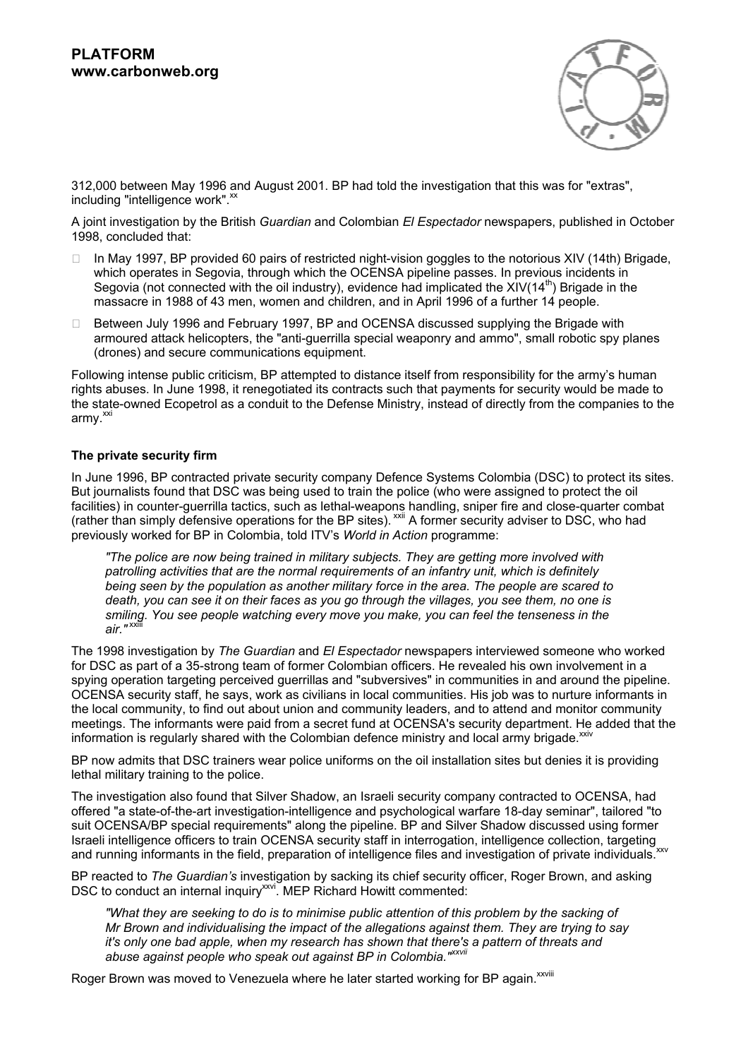312,000 between May 1996 and August 2001. BP had told the investigation that this was for "extras", including "intelligence work".[xx]

A joint investigation by the British *Guardian* and Colombian *El Espectador* newspapers, published in October 1998, concluded that:

- In May 1997, BP provided 60 pairs of restricted night-vision goggles to the notorious XIV (14th) Brigade, which operates in Segovia, through which the OCENSA pipeline passes. In previous incidents in Segovia (not connected with the oil industry), evidence had implicated the XIV(14th) Brigade in the massacre in 1988 of 43 men, women and children, and in April 1996 of a further 14 people.
- Between July 1996 and February 1997, BP and OCENSA discussed supplying the Brigade with armoured attack helicopters, the "anti-guerrilla special weaponry and ammo", small robotic spy planes (drones) and secure communications equipment.

Following intense public criticism, BP attempted to distance itself from responsibility for the army's human rights abuses. In June 1998, it renegotiated its contracts such that payments for security would be made to the state-owned Ecopetrol as a conduit to the Defense Ministry, instead of directly from the companies to the army.[xxi]

**The private security firm**

In June 1996, BP contracted private security company Defence Systems Colombia (DSC) to protect its sites. But journalists found that DSC was being used to train the police (who were assigned to protect the oil facilities) in counter-guerrilla tactics, such as lethal-weapons handling, sniper fire and close-quarter combat (rather than simply defensive operations for the BP sites).[xxii] A former security adviser to DSC, who had previously worked for BP in Colombia, told ITV's *World in Action* programme:

> *"The police are now being trained in military subjects. They are getting more involved with patrolling activities that are the normal requirements of an infantry unit, which is definitely being seen by the population as another military force in the area. The people are scared to death, you can see it on their faces as you go through the villages, you see them, no one is smiling. You see people watching every move you make, you can feel the tenseness in the air."*[xxiii]

The 1998 investigation by *The Guardian* and *El Espectador* newspapers interviewed someone who worked for DSC as part of a 35-strong team of former Colombian officers. He revealed his own involvement in a spying operation targeting perceived guerrillas and "subversives" in communities in and around the pipeline. OCENSA security staff, he says, work as civilians in local communities. His job was to nurture informants in the local community, to find out about union and community leaders, and to attend and monitor community meetings. The informants were paid from a secret fund at OCENSA's security department. He added that the information is regularly shared with the Colombian defence ministry and local army brigade.[xxiv]

BP now admits that DSC trainers wear police uniforms on the oil installation sites but denies it is providing lethal military training to the police.

The investigation also found that Silver Shadow, an Israeli security company contracted to OCENSA, had offered "a state-of-the-art investigation-intelligence and psychological warfare 18-day seminar", tailored "to suit OCENSA/BP special requirements" along the pipeline. BP and Silver Shadow discussed using former Israeli intelligence officers to train OCENSA security staff in interrogation, intelligence collection, targeting and running informants in the field, preparation of intelligence files and investigation of private individuals.[xxv]

BP reacted to *The Guardian's* investigation by sacking its chief security officer, Roger Brown, and asking DSC to conduct an internal inquiry[xxvi]. MEP Richard Howitt commented:

> *"What they are seeking to do is to minimise public attention of this problem by the sacking of Mr Brown and individualising the impact of the allegations against them. They are trying to say it's only one bad apple, when my research has shown that there's a pattern of threats and abuse against people who speak out against BP in Colombia."*[xxvii]

Roger Brown was moved to Venezuela where he later started working for BP again.[xxviii]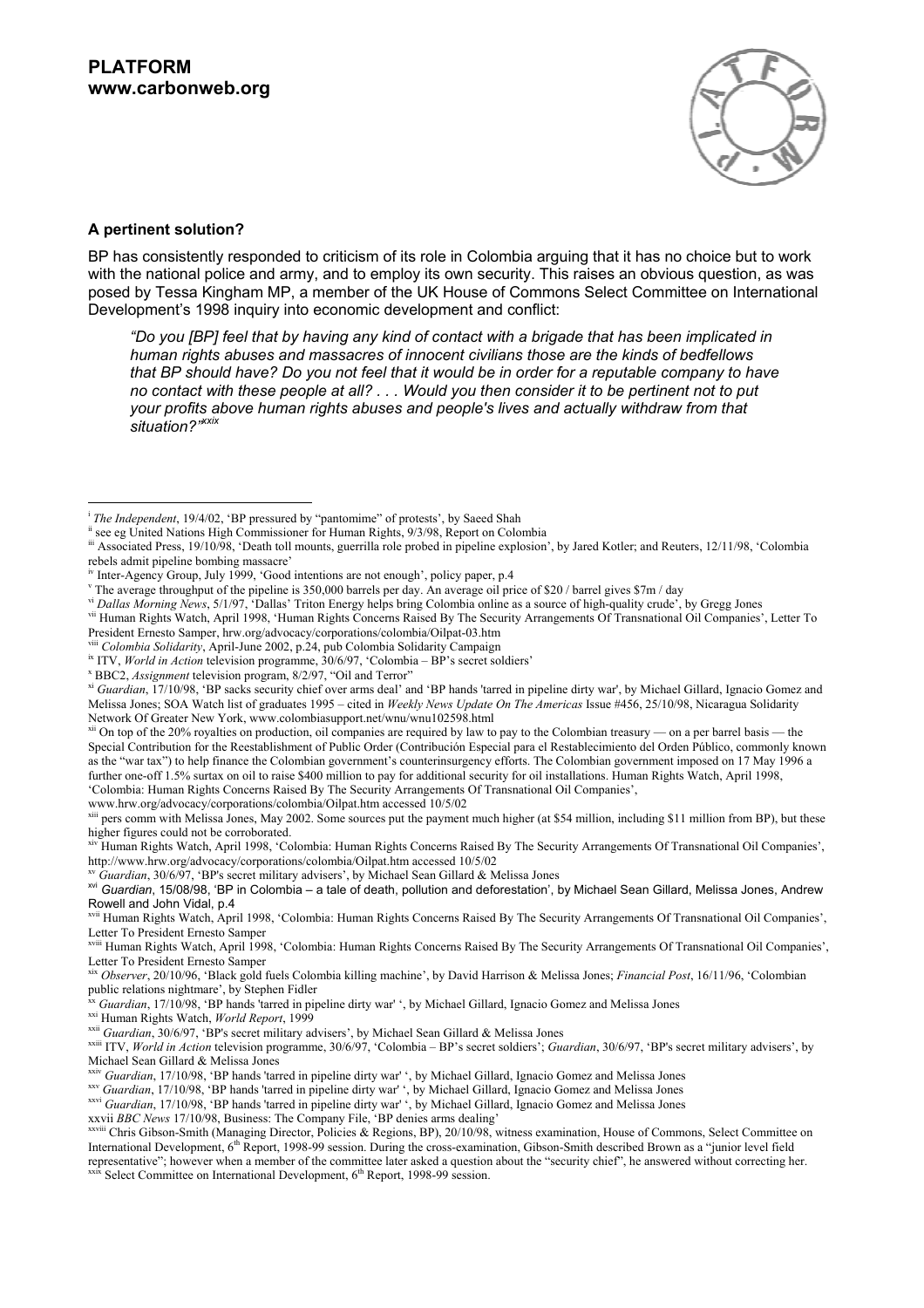PLATFORM
www.carbonweb.org

### A pertinent solution?

BP has consistently responded to criticism of its role in Colombia arguing that it has no choice but to work with the national police and army, and to employ its own security. This raises an obvious question, as was posed by Tessa Kingham MP, a member of the UK House of Commons Select Committee on International Development's 1998 inquiry into economic development and conflict:

> *"Do you [BP] feel that by having any kind of contact with a brigade that has been implicated in human rights abuses and massacres of innocent civilians those are the kinds of bedfellows that BP should have? Do you not feel that it would be in order for a reputable company to have no contact with these people at all? . . . Would you then consider it to be pertinent not to put your profits above human rights abuses and people's lives and actually withdraw from that situation?"*[xxix]

---

[i] *The Independent*, 19/4/02, 'BP pressured by "pantomime" of protests', by Saeed Shah

[ii] see eg United Nations High Commissioner for Human Rights, 9/3/98, Report on Colombia

[iii] Associated Press, 19/10/98, 'Death toll mounts, guerrilla role probed in pipeline explosion', by Jared Kotler; and Reuters, 12/11/98, 'Colombia rebels admit pipeline bombing massacre'

[iv] Inter-Agency Group, July 1999, 'Good intentions are not enough', policy paper, p.4

[v] The average throughput of the pipeline is 350,000 barrels per day. An average oil price of $20 / barrel gives $7m / day

[vi] *Dallas Morning News*, 5/1/97, 'Dallas' Triton Energy helps bring Colombia online as a source of high-quality crude', by Gregg Jones

[vii] Human Rights Watch, April 1998, 'Human Rights Concerns Raised By The Security Arrangements Of Transnational Oil Companies', Letter To President Ernesto Samper, hrw.org/advocacy/corporations/colombia/Oilpat-03.htm

[viii] *Colombia Solidarity*, April-June 2002, p.24, pub Colombia Solidarity Campaign

[ix] ITV, *World in Action* television programme, 30/6/97, 'Colombia – BP's secret soldiers'

[x] BBC2, *Assignment* television program, 8/2/97, "Oil and Terror"

[xi] *Guardian*, 17/10/98, 'BP sacks security chief over arms deal' and 'BP hands 'tarred in pipeline dirty war', by Michael Gillard, Ignacio Gomez and Melissa Jones; SOA Watch list of graduates 1995 – cited in *Weekly News Update On The Americas* Issue #456, 25/10/98, Nicaragua Solidarity Network Of Greater New York, www.colombiasupport.net/wnu/wnu102598.html

[xii] On top of the 20% royalties on production, oil companies are required by law to pay to the Colombian treasury — on a per barrel basis — the Special Contribution for the Reestablishment of Public Order (Contribución Especial para el Restablecimiento del Orden Público, commonly known as the "war tax") to help finance the Colombian government's counterinsurgency efforts. The Colombian government imposed on 17 May 1996 a further one-off 1.5% surtax on oil to raise $400 million to pay for additional security for oil installations. Human Rights Watch, April 1998, 'Colombia: Human Rights Concerns Raised By The Security Arrangements Of Transnational Oil Companies', www.hrw.org/advocacy/corporations/colombia/Oilpat.htm accessed 10/5/02

[xiii] pers comm with Melissa Jones, May 2002. Some sources put the payment much higher (at $54 million, including $11 million from BP), but these higher figures could not be corroborated.

[xiv] Human Rights Watch, April 1998, 'Colombia: Human Rights Concerns Raised By The Security Arrangements Of Transnational Oil Companies', http://www.hrw.org/advocacy/corporations/colombia/Oilpat.htm accessed 10/5/02

[xv] *Guardian*, 30/6/97, 'BP's secret military advisers', by Michael Sean Gillard & Melissa Jones

[xvi] *Guardian*, 15/08/98, 'BP in Colombia – a tale of death, pollution and deforestation', by Michael Sean Gillard, Melissa Jones, Andrew Rowell and John Vidal, p.4

[xvii] Human Rights Watch, April 1998, 'Colombia: Human Rights Concerns Raised By The Security Arrangements Of Transnational Oil Companies', Letter To President Ernesto Samper

[xviii] Human Rights Watch, April 1998, 'Colombia: Human Rights Concerns Raised By The Security Arrangements Of Transnational Oil Companies', Letter To President Ernesto Samper

[xix] *Observer*, 20/10/96, 'Black gold fuels Colombia killing machine', by David Harrison & Melissa Jones; *Financial Post*, 16/11/96, 'Colombian public relations nightmare', by Stephen Fidler

[xx] *Guardian*, 17/10/98, 'BP hands 'tarred in pipeline dirty war' ', by Michael Gillard, Ignacio Gomez and Melissa Jones

[xxi] Human Rights Watch, *World Report*, 1999

[xxii] *Guardian*, 30/6/97, 'BP's secret military advisers', by Michael Sean Gillard & Melissa Jones

[xxiii] ITV, *World in Action* television programme, 30/6/97, 'Colombia – BP's secret soldiers'; *Guardian*, 30/6/97, 'BP's secret military advisers', by Michael Sean Gillard & Melissa Jones

[xxiv] *Guardian*, 17/10/98, 'BP hands 'tarred in pipeline dirty war' ', by Michael Gillard, Ignacio Gomez and Melissa Jones

[xxv] *Guardian*, 17/10/98, 'BP hands 'tarred in pipeline dirty war' ', by Michael Gillard, Ignacio Gomez and Melissa Jones

[xxvi] *Guardian*, 17/10/98, 'BP hands 'tarred in pipeline dirty war' ', by Michael Gillard, Ignacio Gomez and Melissa Jones

[xxvii] *BBC News* 17/10/98, Business: The Company File, 'BP denies arms dealing'

[xxviii] Chris Gibson-Smith (Managing Director, Policies & Regions, BP), 20/10/98, witness examination, House of Commons, Select Committee on International Development, 6th Report, 1998-99 session. During the cross-examination, Gibson-Smith described Brown as a "junior level field representative"; however when a member of the committee later asked a question about the "security chief", he answered without correcting her.

[xxix] Select Committee on International Development, 6th Report, 1998-99 session.